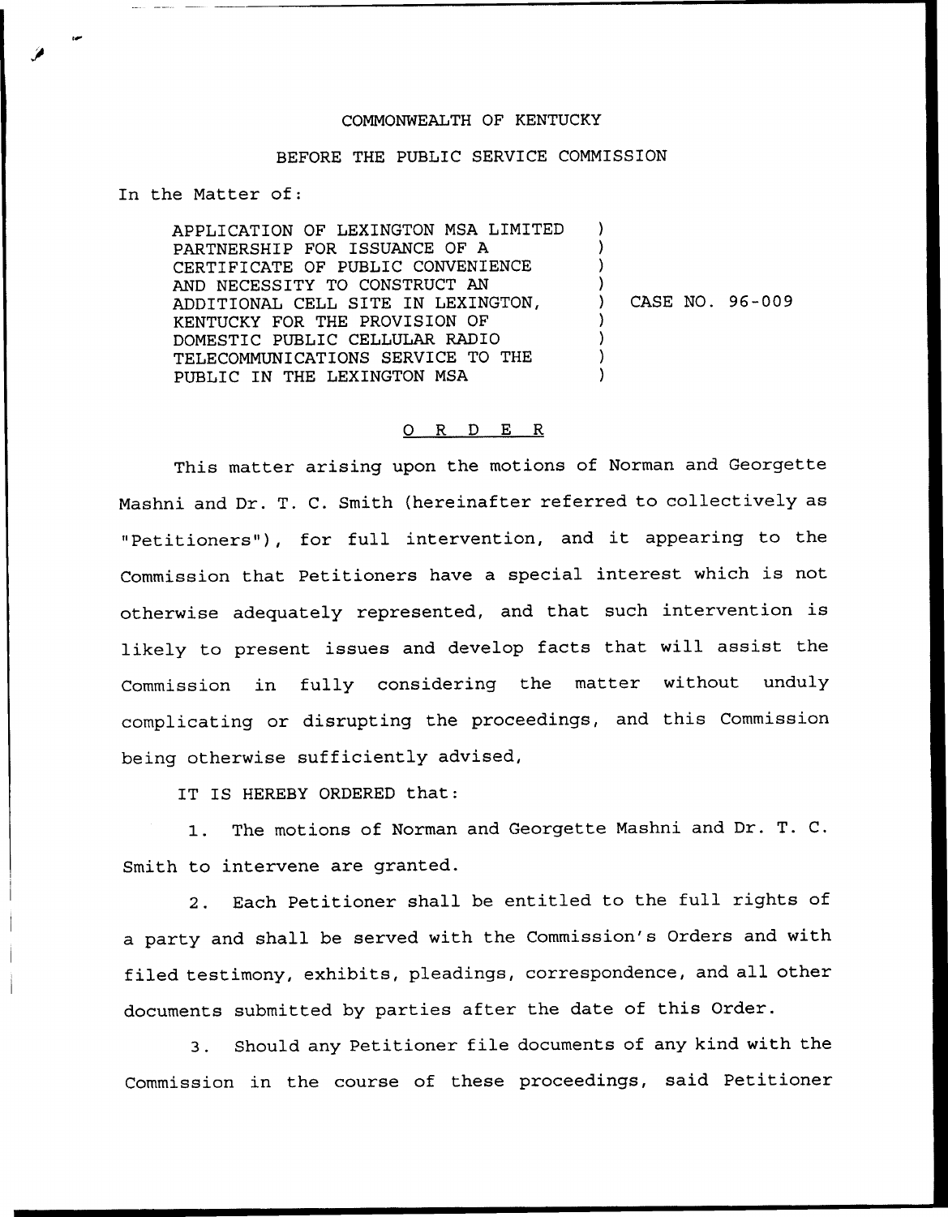COMMONWEALTH OF KENTUCKY

BEFORE THE PUBLIC SERVICE COMMISSION

In the Matter of:

APPLICATION OF LEXINGTON MSA LIMITED PARTNERSHIP FOR ISSUANCE OF A CERTIFICATE OF PUBLIC CONVENIENCE AND NECESSITY TO CONSTRUCT AN ADDITIONAL CELL SITE IN LEXINGTON, KENTUCKY FOR THE PROVISION OF DOMESTIC PUBLIC CELLULAR RADIO TELECOMMUNICATIONS SERVICE TO THE PUBLIC IN THE LEXINGTON MSA ) CASE NO. 96-009

O R D E R

This matter arising upon the motions of Norman and Georgette Mashni and Dr. T. C. Smith (hereinafter referred to collectively as "Petitioners"), for full intervention, and it appearing to the Commission that Petitioners have a special interest which is not otherwise adequately represented, and that such intervention is likely to present issues and develop facts that will assist the Commission in fully considering the matter without unduly complicating or disrupting the proceedings, and this Commission being otherwise sufficiently advised,

IT IS HEREBY ORDERED that:

1. The motions of Norman and Georgette Mashni and Dr. T. C. Smith to intervene are granted.

2. Each Petitioner shall be entitled to the full rights of a party and shall be served with the Commission's Orders and with filed testimony, exhibits, pleadings, correspondence, and all other documents submitted by parties after the date of this Order.

3. Should any Petitioner file documents of any kind with the Commission in the course of these proceedings, said Petitioner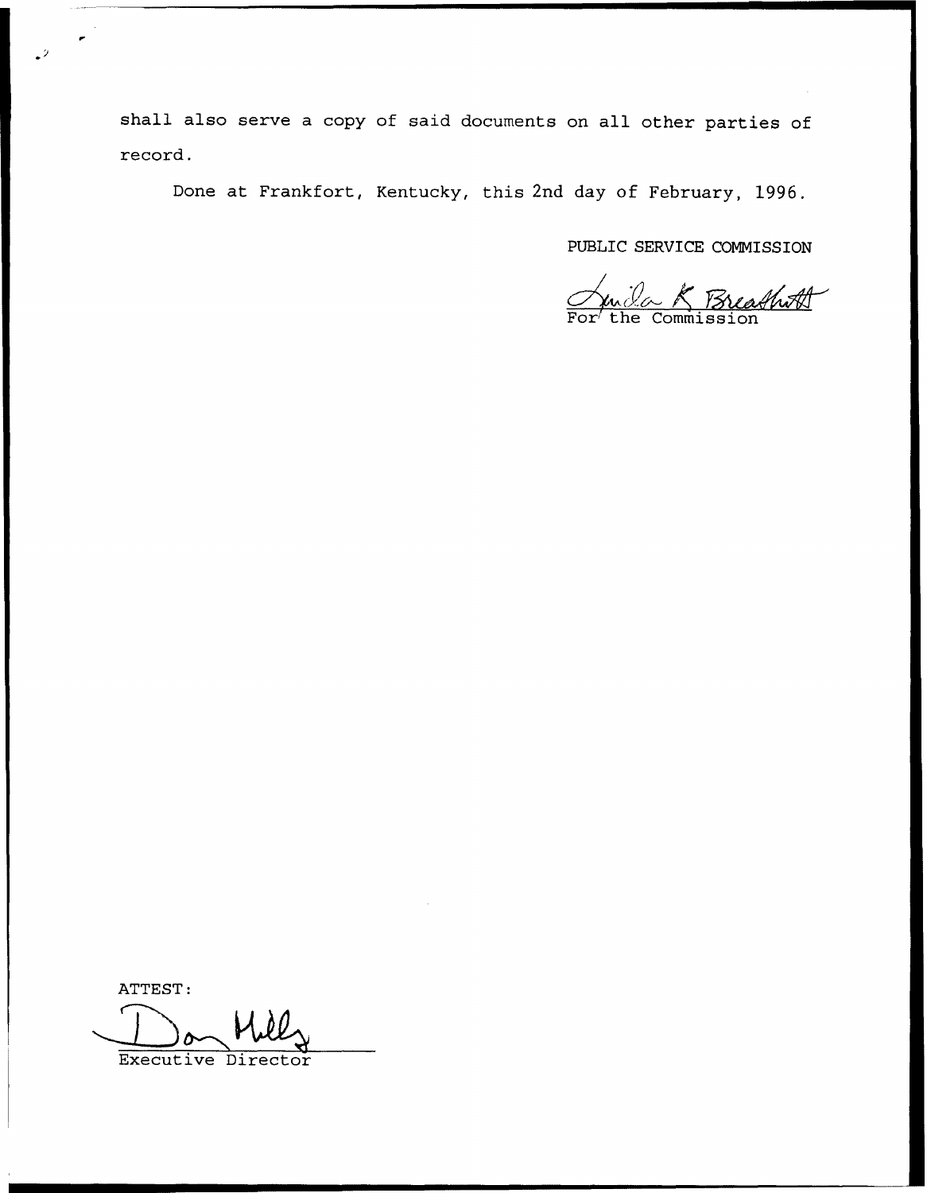shall also serve a copy of said documents on all other parties of record.

Done at Frankfort, Kentucky, this 2nd day of February, 1996.

PUBLIC SERVICE COMMISSION

For the Commission

ATTEST:

Executive Director